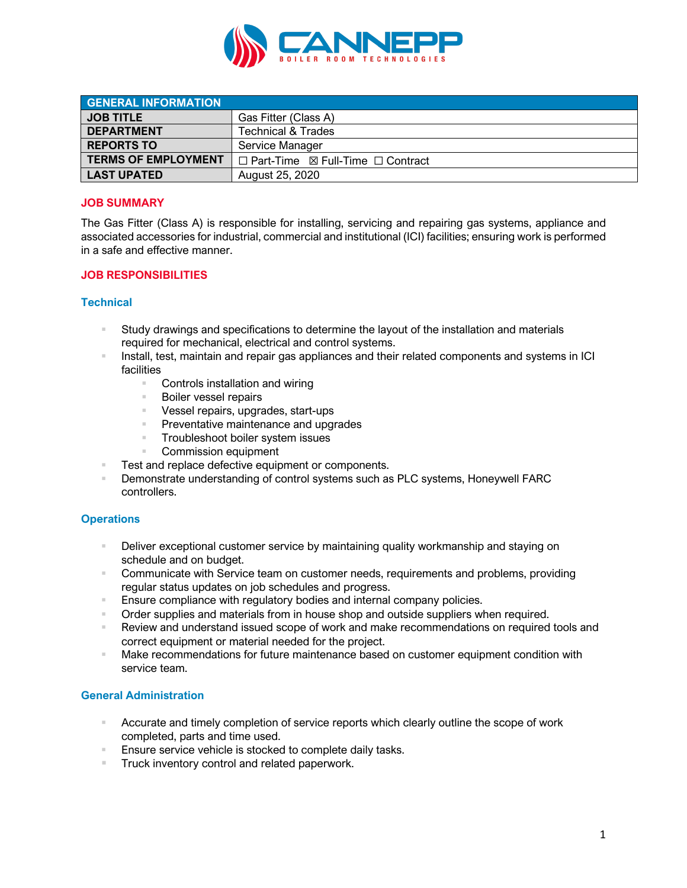CANNEPP
BOILER ROOM TECHNOLOGIES

| GENERAL INFORMATION | |
|---|---|
| **JOB TITLE** | Gas Fitter (Class A) |
| **DEPARTMENT** | Technical & Trades |
| **REPORTS TO** | Service Manager |
| **TERMS OF EMPLOYMENT** | ☐ Part-Time ☒ Full-Time ☐ Contract |
| **LAST UPATED** | August 25, 2020 |

## JOB SUMMARY

The Gas Fitter (Class A) is responsible for installing, servicing and repairing gas systems, appliance and associated accessories for industrial, commercial and institutional (ICI) facilities; ensuring work is performed in a safe and effective manner.

## JOB RESPONSIBILITIES

### Technical

- Study drawings and specifications to determine the layout of the installation and materials required for mechanical, electrical and control systems.
- Install, test, maintain and repair gas appliances and their related components and systems in ICI facilities
    - Controls installation and wiring
    - Boiler vessel repairs
    - Vessel repairs, upgrades, start-ups
    - Preventative maintenance and upgrades
    - Troubleshoot boiler system issues
    - Commission equipment
- Test and replace defective equipment or components.
- Demonstrate understanding of control systems such as PLC systems, Honeywell FARC controllers.

### Operations

- Deliver exceptional customer service by maintaining quality workmanship and staying on schedule and on budget.
- Communicate with Service team on customer needs, requirements and problems, providing regular status updates on job schedules and progress.
- Ensure compliance with regulatory bodies and internal company policies.
- Order supplies and materials from in house shop and outside suppliers when required.
- Review and understand issued scope of work and make recommendations on required tools and correct equipment or material needed for the project.
- Make recommendations for future maintenance based on customer equipment condition with service team.

### General Administration

- Accurate and timely completion of service reports which clearly outline the scope of work completed, parts and time used.
- Ensure service vehicle is stocked to complete daily tasks.
- Truck inventory control and related paperwork.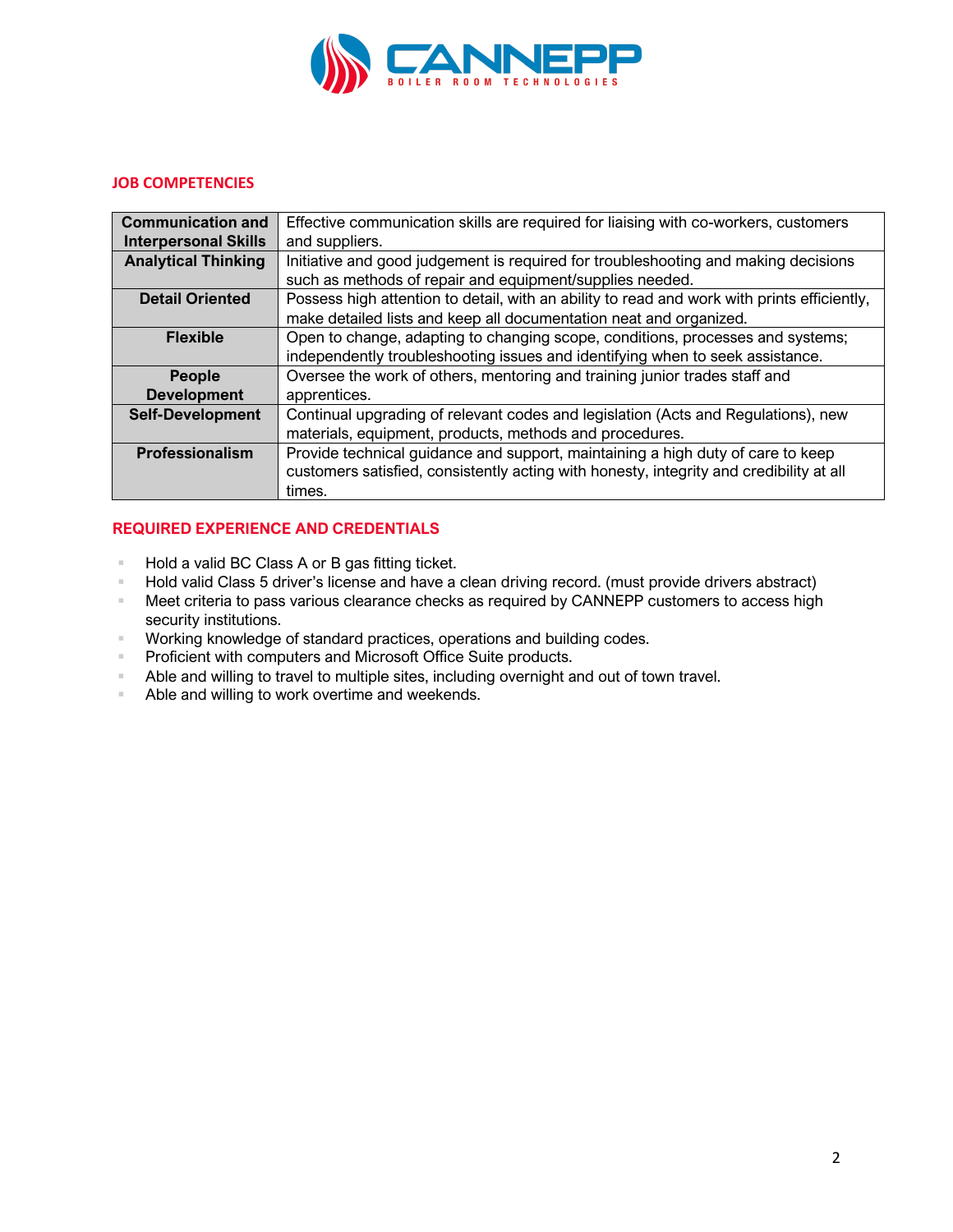## JOB COMPETENCIES

| | |
|---|---|
| **Communication and Interpersonal Skills** | Effective communication skills are required for liaising with co-workers, customers and suppliers. |
| **Analytical Thinking** | Initiative and good judgement is required for troubleshooting and making decisions such as methods of repair and equipment/supplies needed. |
| **Detail Oriented** | Possess high attention to detail, with an ability to read and work with prints efficiently, make detailed lists and keep all documentation neat and organized. |
| **Flexible** | Open to change, adapting to changing scope, conditions, processes and systems; independently troubleshooting issues and identifying when to seek assistance. |
| **People Development** | Oversee the work of others, mentoring and training junior trades staff and apprentices. |
| **Self-Development** | Continual upgrading of relevant codes and legislation (Acts and Regulations), new materials, equipment, products, methods and procedures. |
| **Professionalism** | Provide technical guidance and support, maintaining a high duty of care to keep customers satisfied, consistently acting with honesty, integrity and credibility at all times. |

## REQUIRED EXPERIENCE AND CREDENTIALS

- Hold a valid BC Class A or B gas fitting ticket.
- Hold valid Class 5 driver's license and have a clean driving record. (must provide drivers abstract)
- Meet criteria to pass various clearance checks as required by CANNEPP customers to access high security institutions.
- Working knowledge of standard practices, operations and building codes.
- Proficient with computers and Microsoft Office Suite products.
- Able and willing to travel to multiple sites, including overnight and out of town travel.
- Able and willing to work overtime and weekends.